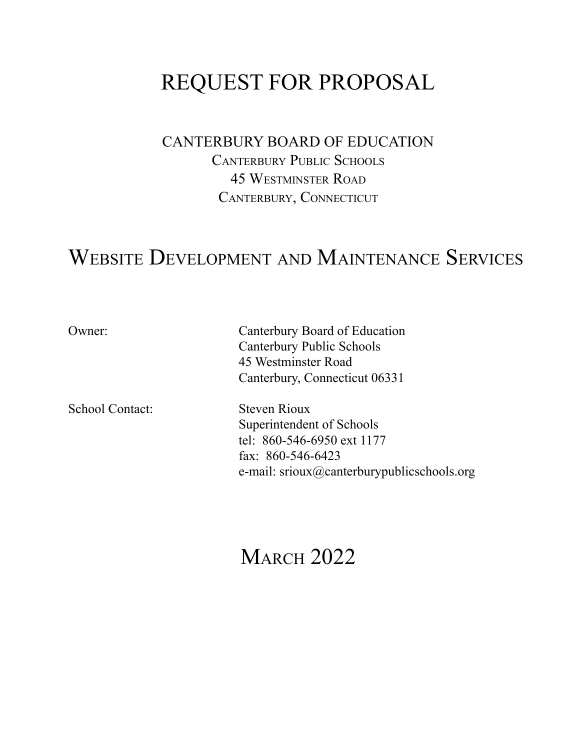# REQUEST FOR PROPOSAL

CANTERBURY BOARD OF EDUCATION
CANTERBURY PUBLIC SCHOOLS
45 WESTMINSTER ROAD
CANTERBURY, CONNECTICUT

## WEBSITE DEVELOPMENT AND MAINTENANCE SERVICES

Owner: Canterbury Board of Education
Canterbury Public Schools
45 Westminster Road
Canterbury, Connecticut 06331

School Contact: Steven Rioux
Superintendent of Schools
tel: 860-546-6950 ext 1177
fax: 860-546-6423
e-mail: srioux@canterburypublicschools.org

## MARCH 2022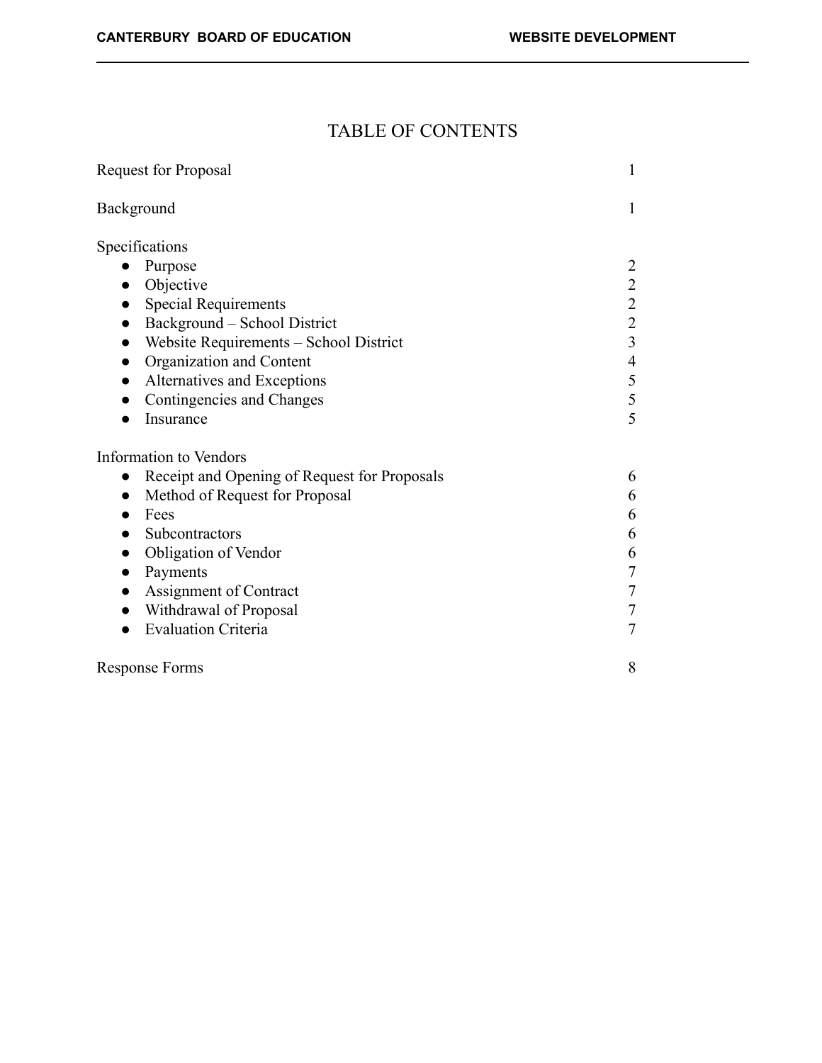# TABLE OF CONTENTS

| | |
|---|---|
| Request for Proposal | 1 |
| Background | 1 |
| Specifications | |
| • Purpose | 2 |
| • Objective | 2 |
| • Special Requirements | 2 |
| • Background – School District | 2 |
| • Website Requirements – School District | 3 |
| • Organization and Content | 4 |
| • Alternatives and Exceptions | 5 |
| • Contingencies and Changes | 5 |
| • Insurance | 5 |
| Information to Vendors | |
| • Receipt and Opening of Request for Proposals | 6 |
| • Method of Request for Proposal | 6 |
| • Fees | 6 |
| • Subcontractors | 6 |
| • Obligation of Vendor | 6 |
| • Payments | 7 |
| • Assignment of Contract | 7 |
| • Withdrawal of Proposal | 7 |
| • Evaluation Criteria | 7 |
| Response Forms | 8 |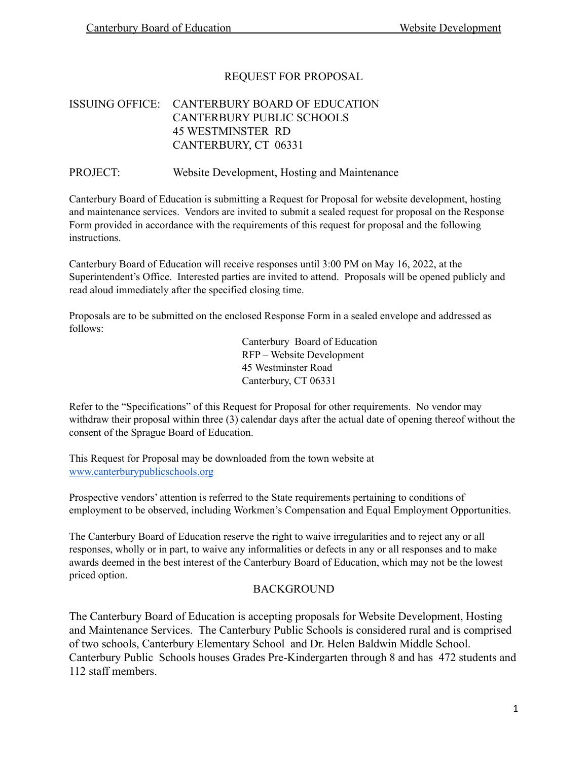# REQUEST FOR PROPOSAL

ISSUING OFFICE: CANTERBURY BOARD OF EDUCATION
CANTERBURY PUBLIC SCHOOLS
45 WESTMINSTER RD
CANTERBURY, CT 06331

PROJECT: Website Development, Hosting and Maintenance

Canterbury Board of Education is submitting a Request for Proposal for website development, hosting and maintenance services. Vendors are invited to submit a sealed request for proposal on the Response Form provided in accordance with the requirements of this request for proposal and the following instructions.

Canterbury Board of Education will receive responses until 3:00 PM on May 16, 2022, at the Superintendent's Office. Interested parties are invited to attend. Proposals will be opened publicly and read aloud immediately after the specified closing time.

Proposals are to be submitted on the enclosed Response Form in a sealed envelope and addressed as follows:

Canterbury Board of Education
RFP – Website Development
45 Westminster Road
Canterbury, CT 06331

Refer to the "Specifications" of this Request for Proposal for other requirements. No vendor may withdraw their proposal within three (3) calendar days after the actual date of opening thereof without the consent of the Sprague Board of Education.

This Request for Proposal may be downloaded from the town website at [www.canterburypublicschools.org](www.canterburypublicschools.org)

Prospective vendors' attention is referred to the State requirements pertaining to conditions of employment to be observed, including Workmen's Compensation and Equal Employment Opportunities.

The Canterbury Board of Education reserve the right to waive irregularities and to reject any or all responses, wholly or in part, to waive any informalities or defects in any or all responses and to make awards deemed in the best interest of the Canterbury Board of Education, which may not be the lowest priced option.

## BACKGROUND

The Canterbury Board of Education is accepting proposals for Website Development, Hosting and Maintenance Services. The Canterbury Public Schools is considered rural and is comprised of two schools, Canterbury Elementary School and Dr. Helen Baldwin Middle School. Canterbury Public Schools houses Grades Pre-Kindergarten through 8 and has 472 students and 112 staff members.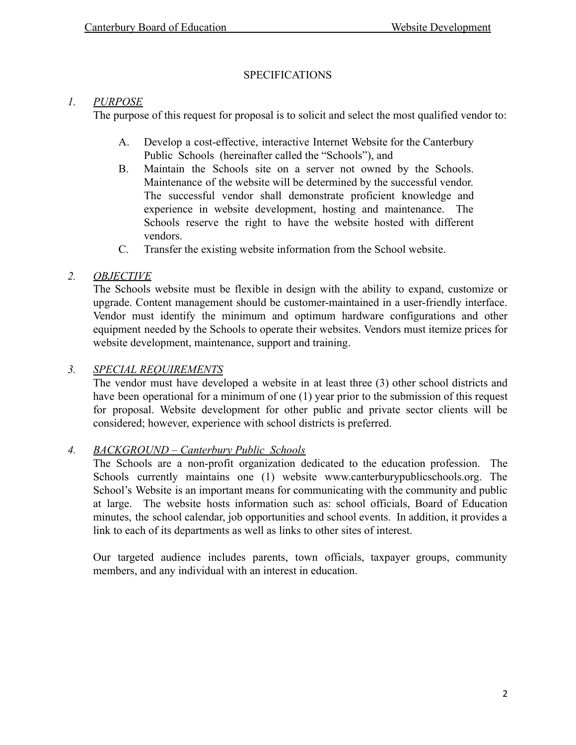## SPECIFICATIONS

### 1. *PURPOSE*

The purpose of this request for proposal is to solicit and select the most qualified vendor to:

A. Develop a cost-effective, interactive Internet Website for the Canterbury Public Schools (hereinafter called the "Schools"), and

B. Maintain the Schools site on a server not owned by the Schools. Maintenance of the website will be determined by the successful vendor. The successful vendor shall demonstrate proficient knowledge and experience in website development, hosting and maintenance. The Schools reserve the right to have the website hosted with different vendors.

C. Transfer the existing website information from the School website.

### 2. *OBJECTIVE*

The Schools website must be flexible in design with the ability to expand, customize or upgrade. Content management should be customer-maintained in a user-friendly interface. Vendor must identify the minimum and optimum hardware configurations and other equipment needed by the Schools to operate their websites. Vendors must itemize prices for website development, maintenance, support and training.

### 3. *SPECIAL REQUIREMENTS*

The vendor must have developed a website in at least three (3) other school districts and have been operational for a minimum of one (1) year prior to the submission of this request for proposal. Website development for other public and private sector clients will be considered; however, experience with school districts is preferred.

### 4. *BACKGROUND – Canterbury Public Schools*

The Schools are a non-profit organization dedicated to the education profession. The Schools currently maintains one (1) website www.canterburypublicschools.org. The School's Website is an important means for communicating with the community and public at large. The website hosts information such as: school officials, Board of Education minutes, the school calendar, job opportunities and school events. In addition, it provides a link to each of its departments as well as links to other sites of interest.

Our targeted audience includes parents, town officials, taxpayer groups, community members, and any individual with an interest in education.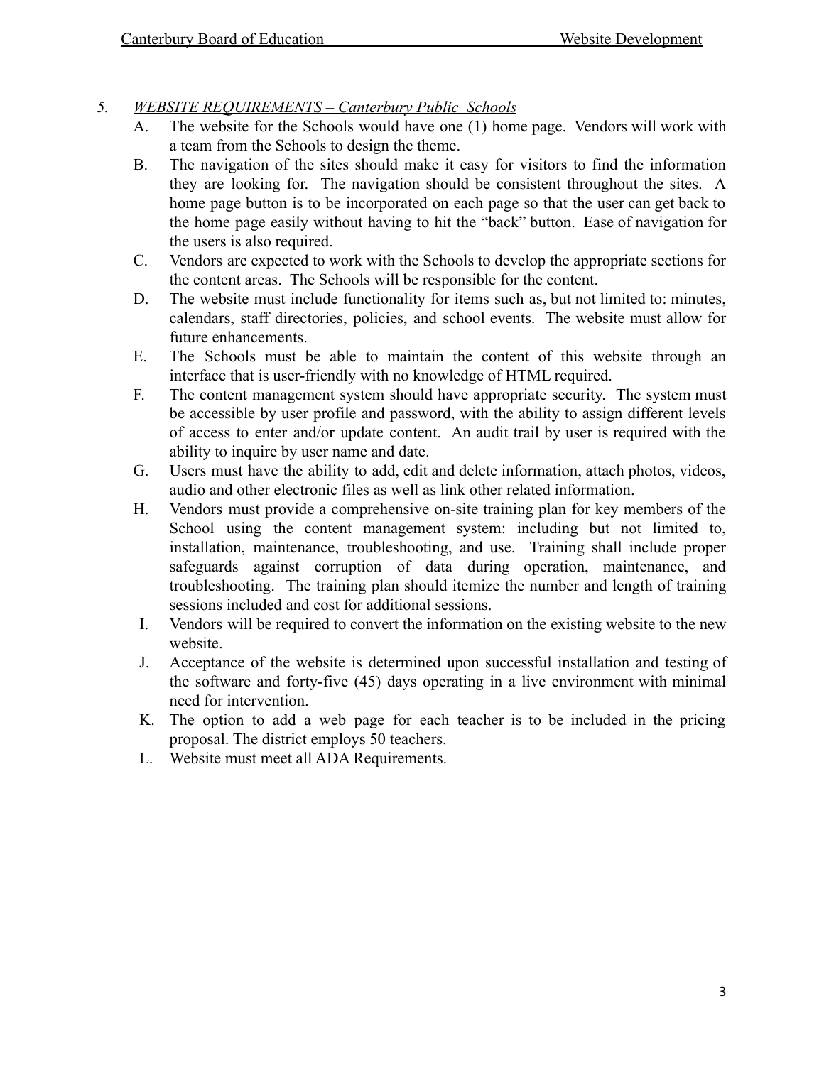5. *WEBSITE REQUIREMENTS – Canterbury Public  Schools*

   A. The website for the Schools would have one (1) home page. Vendors will work with a team from the Schools to design the theme.

   B. The navigation of the sites should make it easy for visitors to find the information they are looking for. The navigation should be consistent throughout the sites. A home page button is to be incorporated on each page so that the user can get back to the home page easily without having to hit the "back" button. Ease of navigation for the users is also required.

   C. Vendors are expected to work with the Schools to develop the appropriate sections for the content areas. The Schools will be responsible for the content.

   D. The website must include functionality for items such as, but not limited to: minutes, calendars, staff directories, policies, and school events. The website must allow for future enhancements.

   E. The Schools must be able to maintain the content of this website through an interface that is user-friendly with no knowledge of HTML required.

   F. The content management system should have appropriate security. The system must be accessible by user profile and password, with the ability to assign different levels of access to enter and/or update content. An audit trail by user is required with the ability to inquire by user name and date.

   G. Users must have the ability to add, edit and delete information, attach photos, videos, audio and other electronic files as well as link other related information.

   H. Vendors must provide a comprehensive on-site training plan for key members of the School using the content management system: including but not limited to, installation, maintenance, troubleshooting, and use. Training shall include proper safeguards against corruption of data during operation, maintenance, and troubleshooting. The training plan should itemize the number and length of training sessions included and cost for additional sessions.

   I. Vendors will be required to convert the information on the existing website to the new website.

   J. Acceptance of the website is determined upon successful installation and testing of the software and forty-five (45) days operating in a live environment with minimal need for intervention.

   K. The option to add a web page for each teacher is to be included in the pricing proposal. The district employs 50 teachers.

   L. Website must meet all ADA Requirements.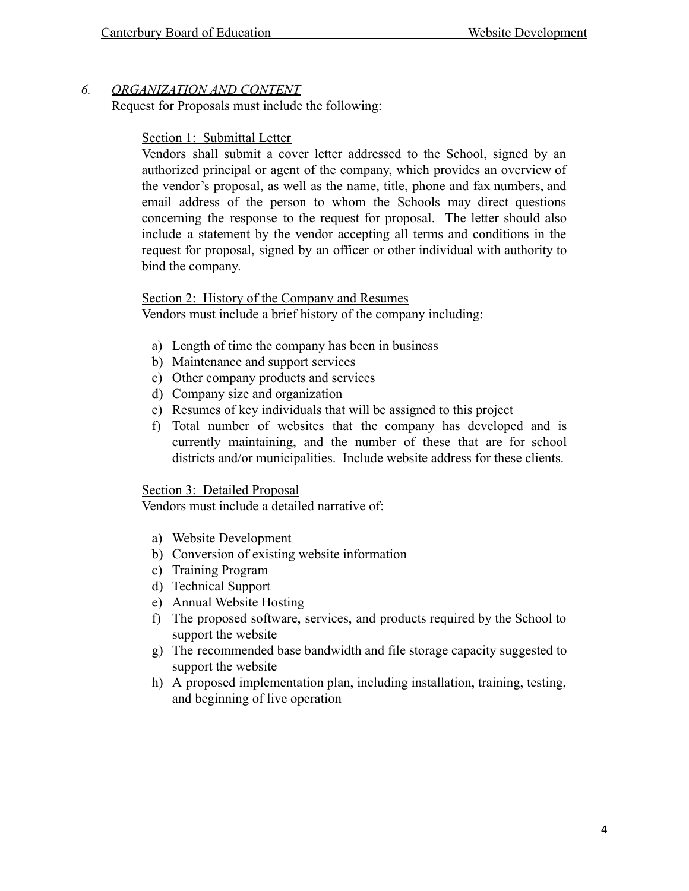## *6. ORGANIZATION AND CONTENT*

Request for Proposals must include the following:

### Section 1: Submittal Letter

Vendors shall submit a cover letter addressed to the School, signed by an authorized principal or agent of the company, which provides an overview of the vendor's proposal, as well as the name, title, phone and fax numbers, and email address of the person to whom the Schools may direct questions concerning the response to the request for proposal. The letter should also include a statement by the vendor accepting all terms and conditions in the request for proposal, signed by an officer or other individual with authority to bind the company.

### Section 2: History of the Company and Resumes

Vendors must include a brief history of the company including:

a) Length of time the company has been in business
b) Maintenance and support services
c) Other company products and services
d) Company size and organization
e) Resumes of key individuals that will be assigned to this project
f) Total number of websites that the company has developed and is currently maintaining, and the number of these that are for school districts and/or municipalities. Include website address for these clients.

### Section 3: Detailed Proposal

Vendors must include a detailed narrative of:

a) Website Development
b) Conversion of existing website information
c) Training Program
d) Technical Support
e) Annual Website Hosting
f) The proposed software, services, and products required by the School to support the website
g) The recommended base bandwidth and file storage capacity suggested to support the website
h) A proposed implementation plan, including installation, training, testing, and beginning of live operation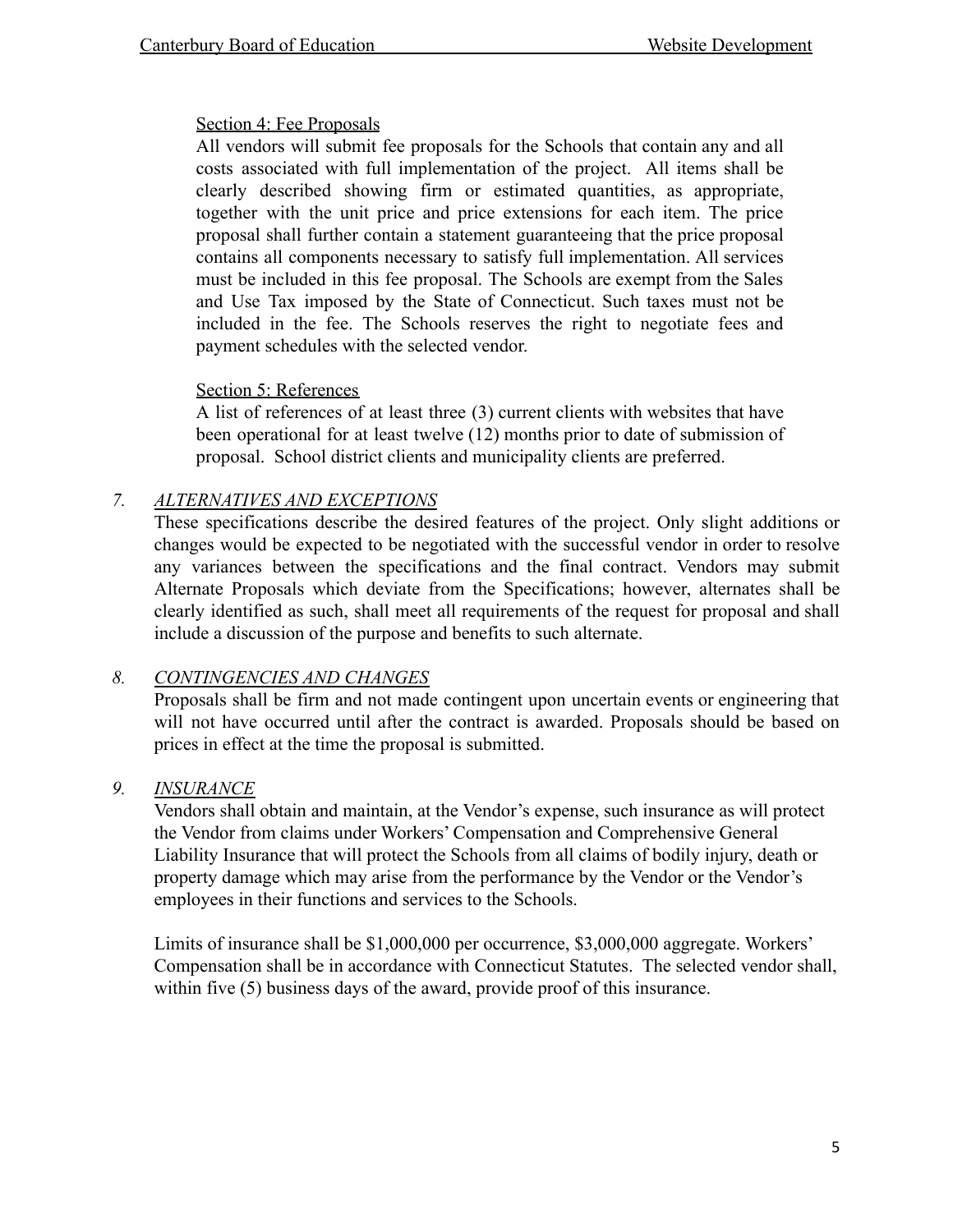### Section 4: Fee Proposals

All vendors will submit fee proposals for the Schools that contain any and all costs associated with full implementation of the project. All items shall be clearly described showing firm or estimated quantities, as appropriate, together with the unit price and price extensions for each item. The price proposal shall further contain a statement guaranteeing that the price proposal contains all components necessary to satisfy full implementation. All services must be included in this fee proposal. The Schools are exempt from the Sales and Use Tax imposed by the State of Connecticut. Such taxes must not be included in the fee. The Schools reserves the right to negotiate fees and payment schedules with the selected vendor.

### Section 5: References

A list of references of at least three (3) current clients with websites that have been operational for at least twelve (12) months prior to date of submission of proposal. School district clients and municipality clients are preferred.

## 7. *ALTERNATIVES AND EXCEPTIONS*

These specifications describe the desired features of the project. Only slight additions or changes would be expected to be negotiated with the successful vendor in order to resolve any variances between the specifications and the final contract. Vendors may submit Alternate Proposals which deviate from the Specifications; however, alternates shall be clearly identified as such, shall meet all requirements of the request for proposal and shall include a discussion of the purpose and benefits to such alternate.

## 8. *CONTINGENCIES AND CHANGES*

Proposals shall be firm and not made contingent upon uncertain events or engineering that will not have occurred until after the contract is awarded. Proposals should be based on prices in effect at the time the proposal is submitted.

## 9. *INSURANCE*

Vendors shall obtain and maintain, at the Vendor's expense, such insurance as will protect the Vendor from claims under Workers' Compensation and Comprehensive General Liability Insurance that will protect the Schools from all claims of bodily injury, death or property damage which may arise from the performance by the Vendor or the Vendor's employees in their functions and services to the Schools.

Limits of insurance shall be $1,000,000 per occurrence, $3,000,000 aggregate. Workers' Compensation shall be in accordance with Connecticut Statutes. The selected vendor shall, within five (5) business days of the award, provide proof of this insurance.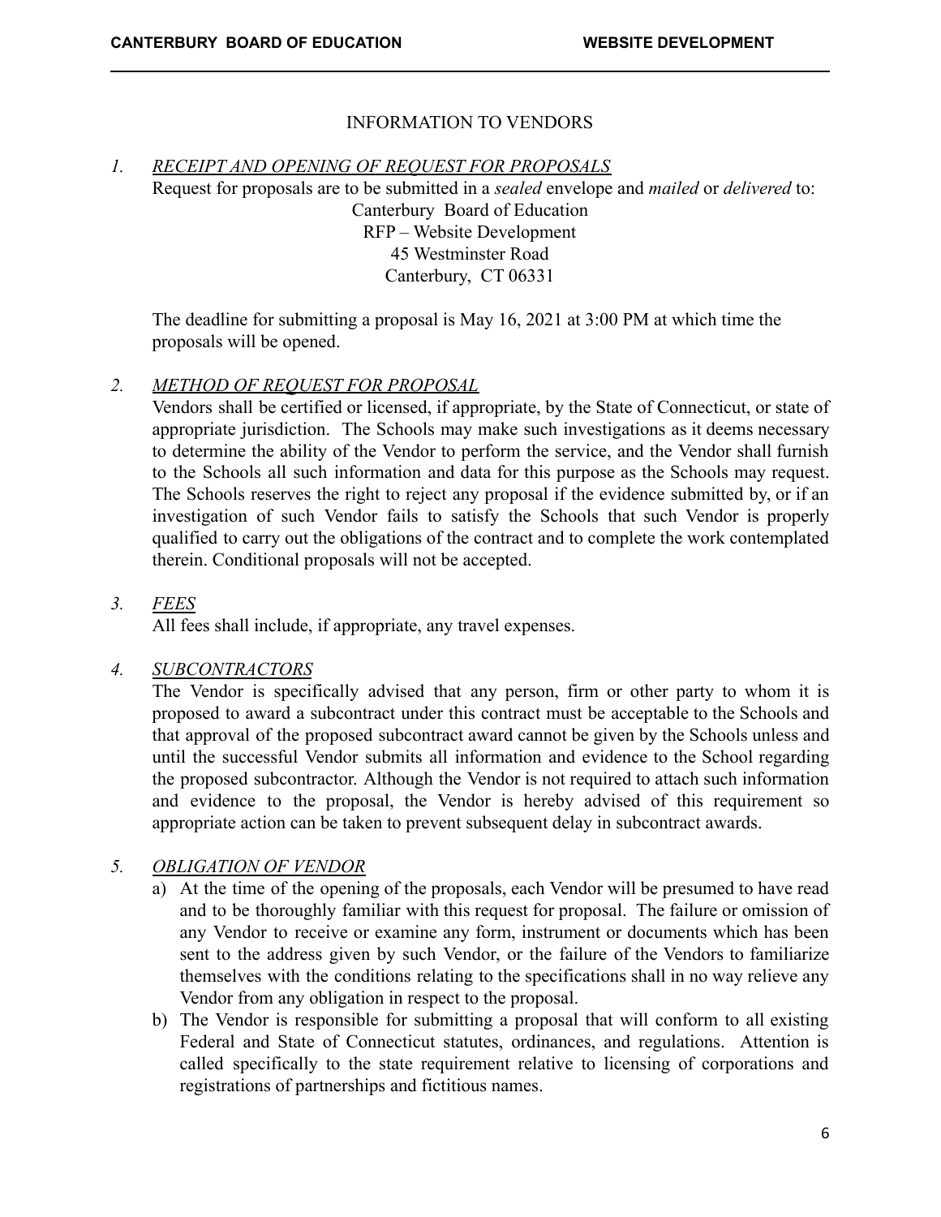## INFORMATION TO VENDORS

1. ***RECEIPT AND OPENING OF REQUEST FOR PROPOSALS***

   Request for proposals are to be submitted in a *sealed* envelope and *mailed* or *delivered* to:

   Canterbury Board of Education
   RFP – Website Development
   45 Westminster Road
   Canterbury, CT 06331

   The deadline for submitting a proposal is May 16, 2021 at 3:00 PM at which time the proposals will be opened.

2. ***METHOD OF REQUEST FOR PROPOSAL***

   Vendors shall be certified or licensed, if appropriate, by the State of Connecticut, or state of appropriate jurisdiction. The Schools may make such investigations as it deems necessary to determine the ability of the Vendor to perform the service, and the Vendor shall furnish to the Schools all such information and data for this purpose as the Schools may request. The Schools reserves the right to reject any proposal if the evidence submitted by, or if an investigation of such Vendor fails to satisfy the Schools that such Vendor is properly qualified to carry out the obligations of the contract and to complete the work contemplated therein. Conditional proposals will not be accepted.

3. ***FEES***

   All fees shall include, if appropriate, any travel expenses.

4. ***SUBCONTRACTORS***

   The Vendor is specifically advised that any person, firm or other party to whom it is proposed to award a subcontract under this contract must be acceptable to the Schools and that approval of the proposed subcontract award cannot be given by the Schools unless and until the successful Vendor submits all information and evidence to the School regarding the proposed subcontractor. Although the Vendor is not required to attach such information and evidence to the proposal, the Vendor is hereby advised of this requirement so appropriate action can be taken to prevent subsequent delay in subcontract awards.

5. ***OBLIGATION OF VENDOR***

   a) At the time of the opening of the proposals, each Vendor will be presumed to have read and to be thoroughly familiar with this request for proposal. The failure or omission of any Vendor to receive or examine any form, instrument or documents which has been sent to the address given by such Vendor, or the failure of the Vendors to familiarize themselves with the conditions relating to the specifications shall in no way relieve any Vendor from any obligation in respect to the proposal.

   b) The Vendor is responsible for submitting a proposal that will conform to all existing Federal and State of Connecticut statutes, ordinances, and regulations. Attention is called specifically to the state requirement relative to licensing of corporations and registrations of partnerships and fictitious names.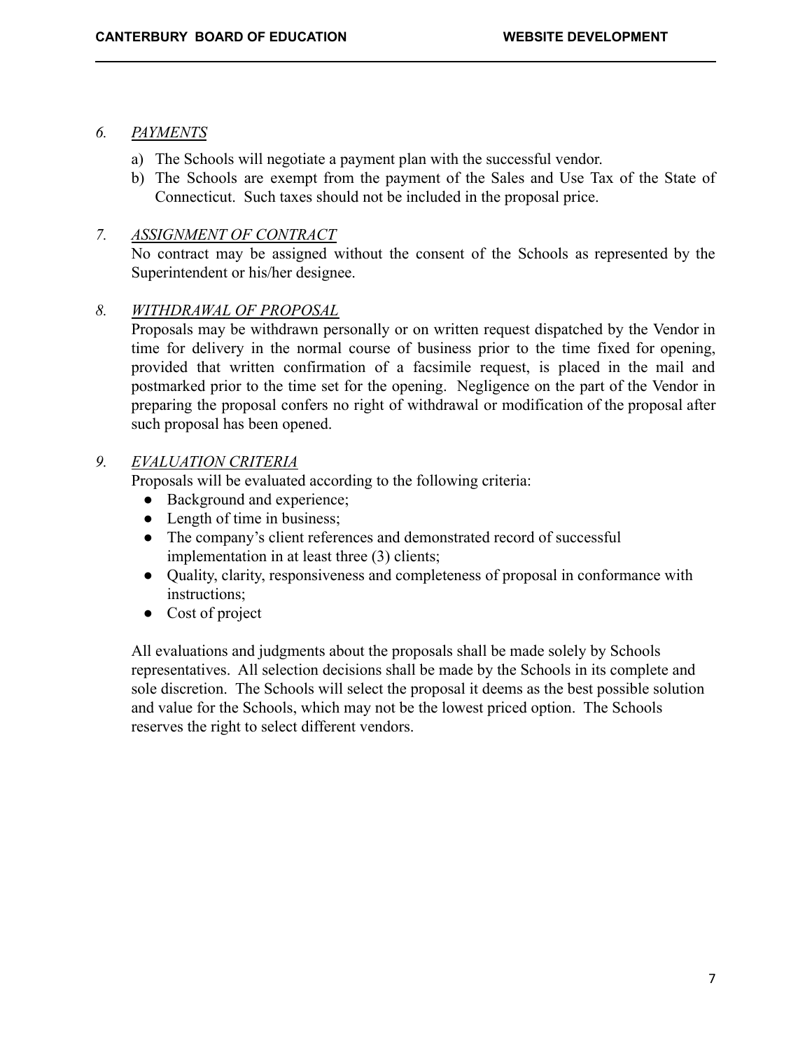### 6. *PAYMENTS*

a) The Schools will negotiate a payment plan with the successful vendor.
b) The Schools are exempt from the payment of the Sales and Use Tax of the State of Connecticut. Such taxes should not be included in the proposal price.

### 7. *ASSIGNMENT OF CONTRACT*

No contract may be assigned without the consent of the Schools as represented by the Superintendent or his/her designee.

### 8. *WITHDRAWAL OF PROPOSAL*

Proposals may be withdrawn personally or on written request dispatched by the Vendor in time for delivery in the normal course of business prior to the time fixed for opening, provided that written confirmation of a facsimile request, is placed in the mail and postmarked prior to the time set for the opening. Negligence on the part of the Vendor in preparing the proposal confers no right of withdrawal or modification of the proposal after such proposal has been opened.

### 9. *EVALUATION CRITERIA*

Proposals will be evaluated according to the following criteria:

- Background and experience;
- Length of time in business;
- The company's client references and demonstrated record of successful implementation in at least three (3) clients;
- Quality, clarity, responsiveness and completeness of proposal in conformance with instructions;
- Cost of project

All evaluations and judgments about the proposals shall be made solely by Schools representatives. All selection decisions shall be made by the Schools in its complete and sole discretion. The Schools will select the proposal it deems as the best possible solution and value for the Schools, which may not be the lowest priced option. The Schools reserves the right to select different vendors.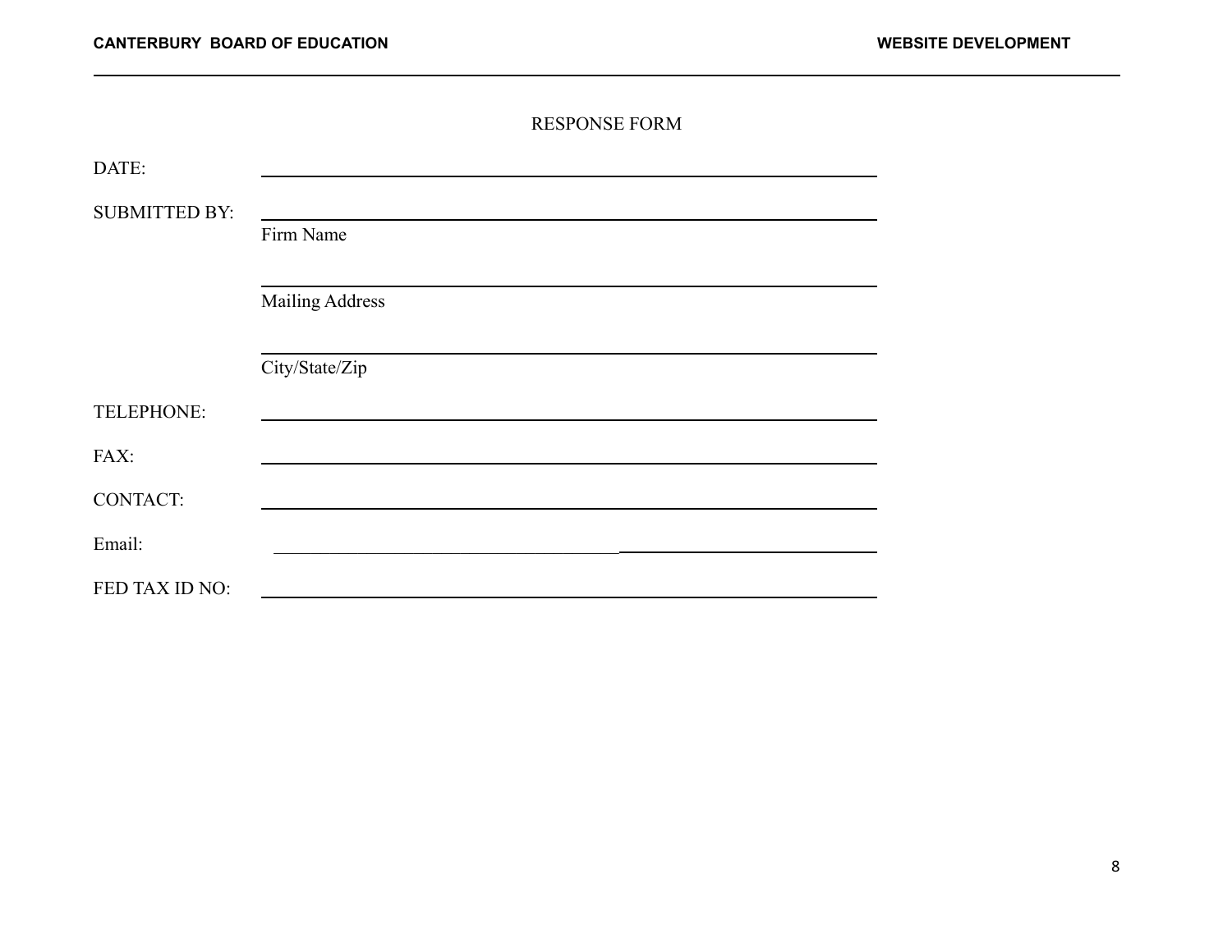## RESPONSE FORM

DATE: ______________________________________________

SUBMITTED BY: ______________________________________________
Firm Name

______________________________________________
Mailing Address

______________________________________________
City/State/Zip

TELEPHONE: ______________________________________________

FAX: ______________________________________________

CONTACT: ______________________________________________

Email: ______________________________________________

FED TAX ID NO: ______________________________________________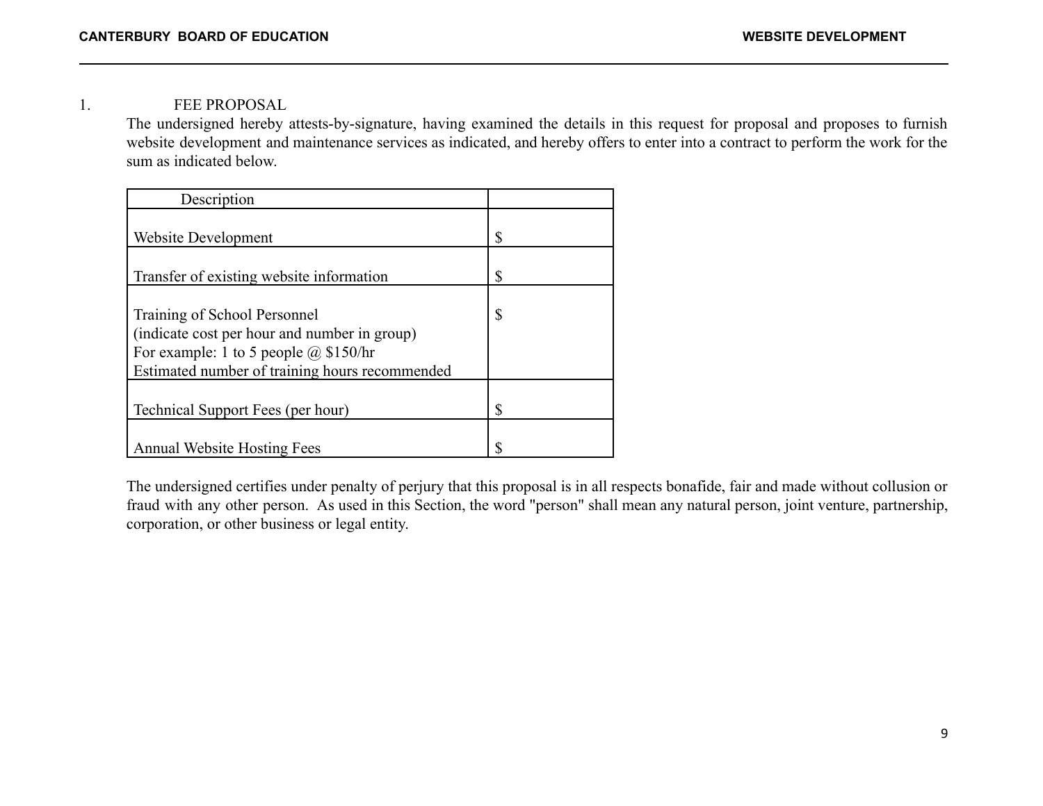1. FEE PROPOSAL

The undersigned hereby attests-by-signature, having examined the details in this request for proposal and proposes to furnish website development and maintenance services as indicated, and hereby offers to enter into a contract to perform the work for the sum as indicated below.

| Description | |
|---|---|
| Website Development | $ |
| Transfer of existing website information | $ |
| Training of School Personnel<br>(indicate cost per hour and number in group)<br>For example: 1 to 5 people @ $150/hr<br>Estimated number of training hours recommended | $ |
| Technical Support Fees (per hour) | $ |
| Annual Website Hosting Fees | $ |

The undersigned certifies under penalty of perjury that this proposal is in all respects bonafide, fair and made without collusion or fraud with any other person. As used in this Section, the word "person" shall mean any natural person, joint venture, partnership, corporation, or other business or legal entity.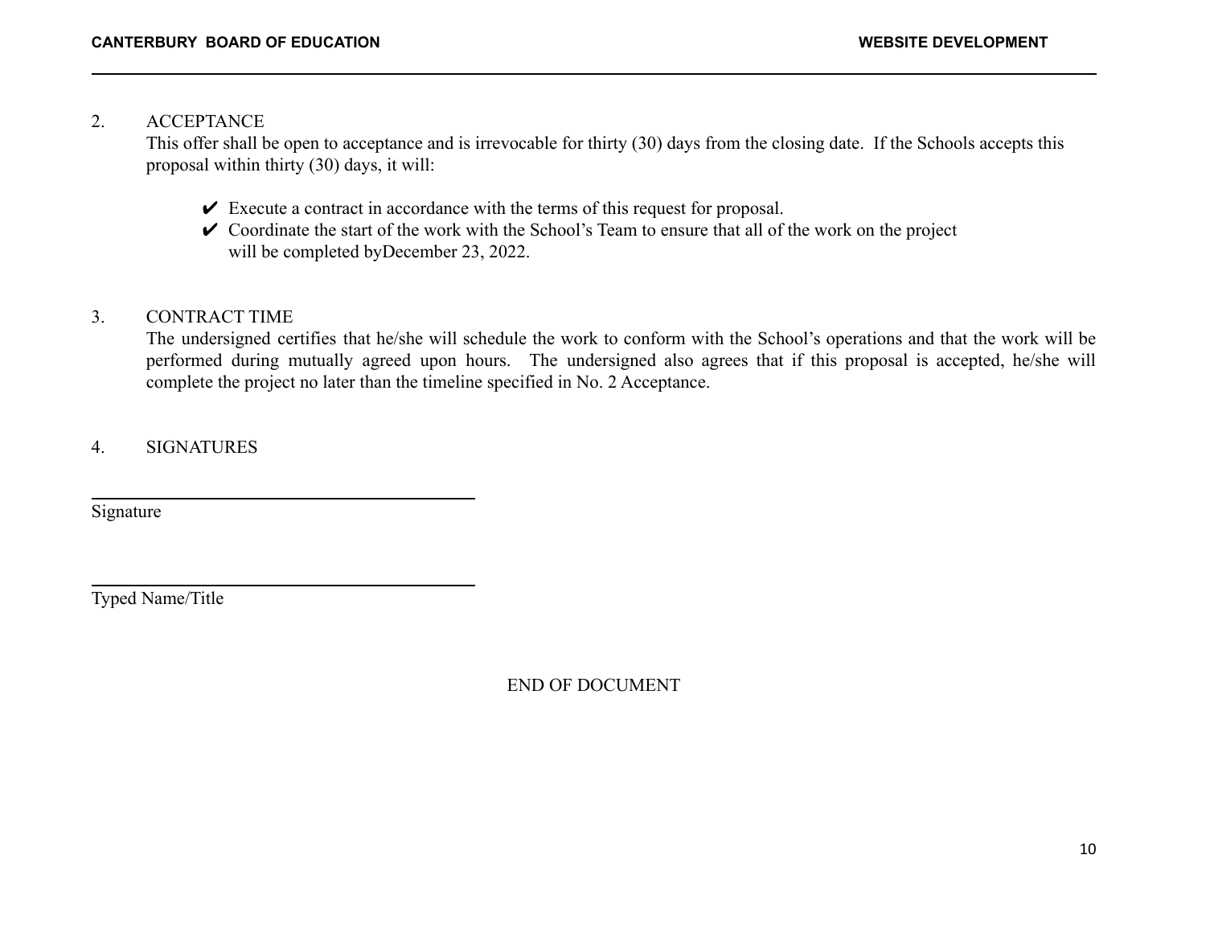2. ACCEPTANCE

This offer shall be open to acceptance and is irrevocable for thirty (30) days from the closing date. If the Schools accepts this proposal within thirty (30) days, it will:

- ✔ Execute a contract in accordance with the terms of this request for proposal.
- ✔ Coordinate the start of the work with the School's Team to ensure that all of the work on the project will be completed byDecember 23, 2022.

3. CONTRACT TIME

The undersigned certifies that he/she will schedule the work to conform with the School's operations and that the work will be performed during mutually agreed upon hours. The undersigned also agrees that if this proposal is accepted, he/she will complete the project no later than the timeline specified in No. 2 Acceptance.

4. SIGNATURES

\_\_\_\_\_\_\_\_\_\_\_\_\_\_\_\_\_\_\_\_\_\_\_\_\_\_\_\_\_\_\_\_\_\_\_\_\_\_\_\_

Signature

\_\_\_\_\_\_\_\_\_\_\_\_\_\_\_\_\_\_\_\_\_\_\_\_\_\_\_\_\_\_\_\_\_\_\_\_\_\_\_\_

Typed Name/Title

END OF DOCUMENT